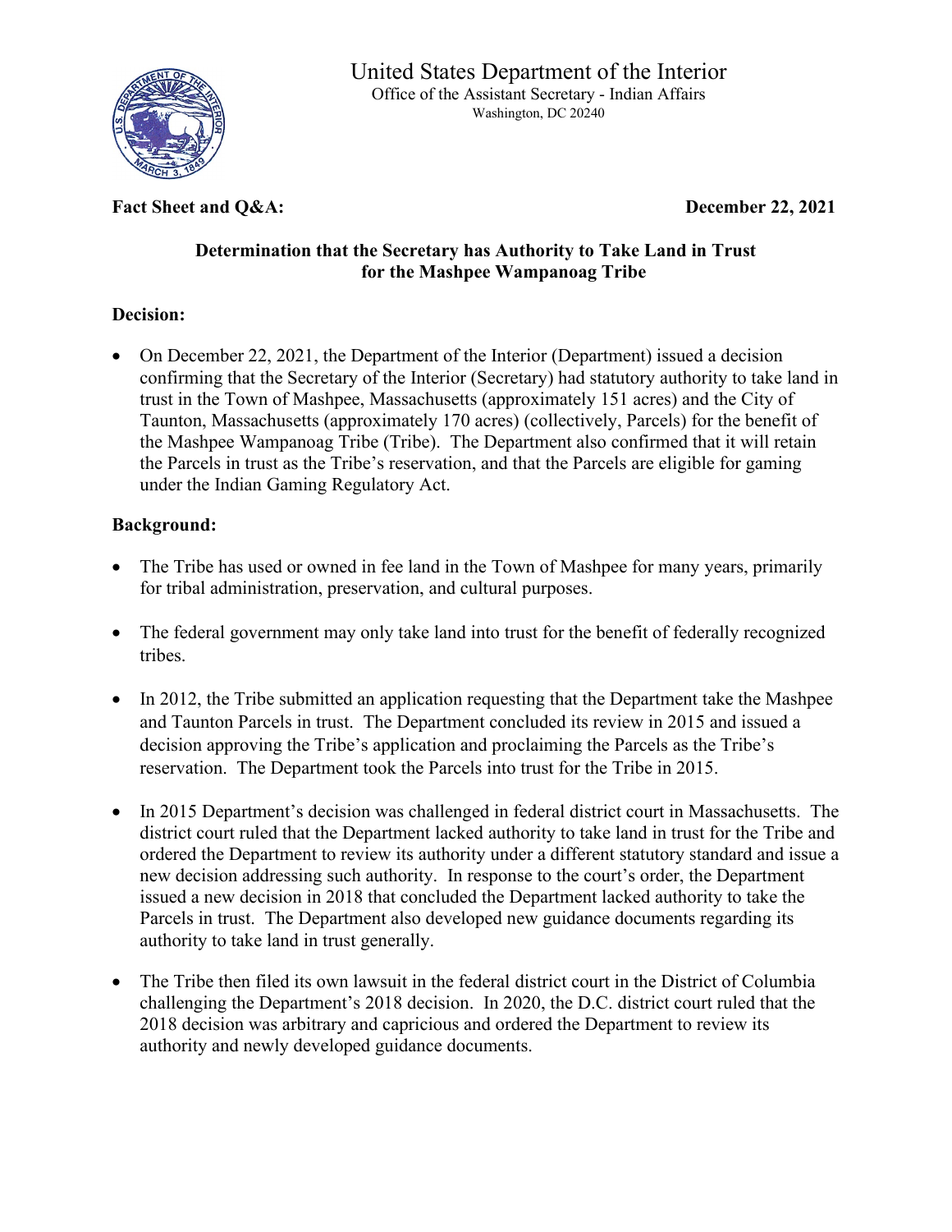United States Department of the Interior
Office of the Assistant Secretary - Indian Affairs
Washington, DC 20240

**Fact Sheet and Q&A:** **December 22, 2021**

**Determination that the Secretary has Authority to Take Land in Trust for the Mashpee Wampanoag Tribe**

**Decision:**

- On December 22, 2021, the Department of the Interior (Department) issued a decision confirming that the Secretary of the Interior (Secretary) had statutory authority to take land in trust in the Town of Mashpee, Massachusetts (approximately 151 acres) and the City of Taunton, Massachusetts (approximately 170 acres) (collectively, Parcels) for the benefit of the Mashpee Wampanoag Tribe (Tribe). The Department also confirmed that it will retain the Parcels in trust as the Tribe's reservation, and that the Parcels are eligible for gaming under the Indian Gaming Regulatory Act.

**Background:**

- The Tribe has used or owned in fee land in the Town of Mashpee for many years, primarily for tribal administration, preservation, and cultural purposes.

- The federal government may only take land into trust for the benefit of federally recognized tribes.

- In 2012, the Tribe submitted an application requesting that the Department take the Mashpee and Taunton Parcels in trust. The Department concluded its review in 2015 and issued a decision approving the Tribe's application and proclaiming the Parcels as the Tribe's reservation. The Department took the Parcels into trust for the Tribe in 2015.

- In 2015 Department's decision was challenged in federal district court in Massachusetts. The district court ruled that the Department lacked authority to take land in trust for the Tribe and ordered the Department to review its authority under a different statutory standard and issue a new decision addressing such authority. In response to the court's order, the Department issued a new decision in 2018 that concluded the Department lacked authority to take the Parcels in trust. The Department also developed new guidance documents regarding its authority to take land in trust generally.

- The Tribe then filed its own lawsuit in the federal district court in the District of Columbia challenging the Department's 2018 decision. In 2020, the D.C. district court ruled that the 2018 decision was arbitrary and capricious and ordered the Department to review its authority and newly developed guidance documents.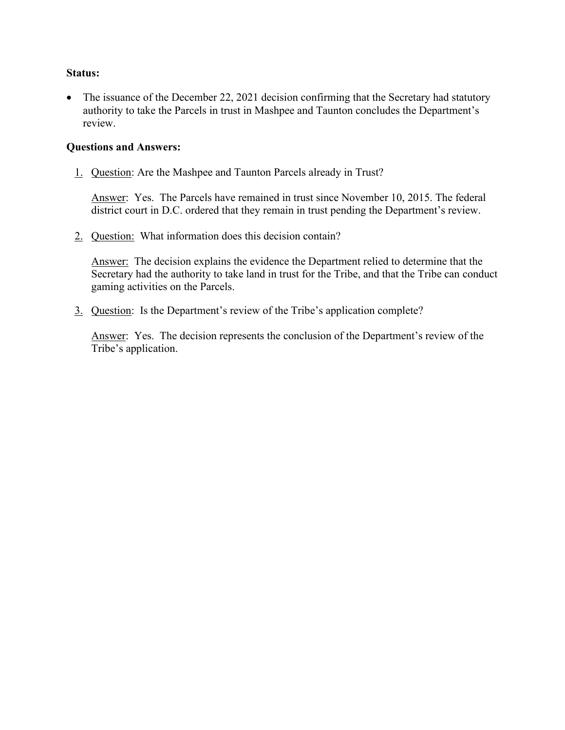**Status:**

- The issuance of the December 22, 2021 decision confirming that the Secretary had statutory authority to take the Parcels in trust in Mashpee and Taunton concludes the Department's review.

**Questions and Answers:**

1. Question: Are the Mashpee and Taunton Parcels already in Trust?

   Answer: Yes. The Parcels have remained in trust since November 10, 2015. The federal district court in D.C. ordered that they remain in trust pending the Department's review.

2. Question: What information does this decision contain?

   Answer: The decision explains the evidence the Department relied to determine that the Secretary had the authority to take land in trust for the Tribe, and that the Tribe can conduct gaming activities on the Parcels.

3. Question: Is the Department's review of the Tribe's application complete?

   Answer: Yes. The decision represents the conclusion of the Department's review of the Tribe's application.